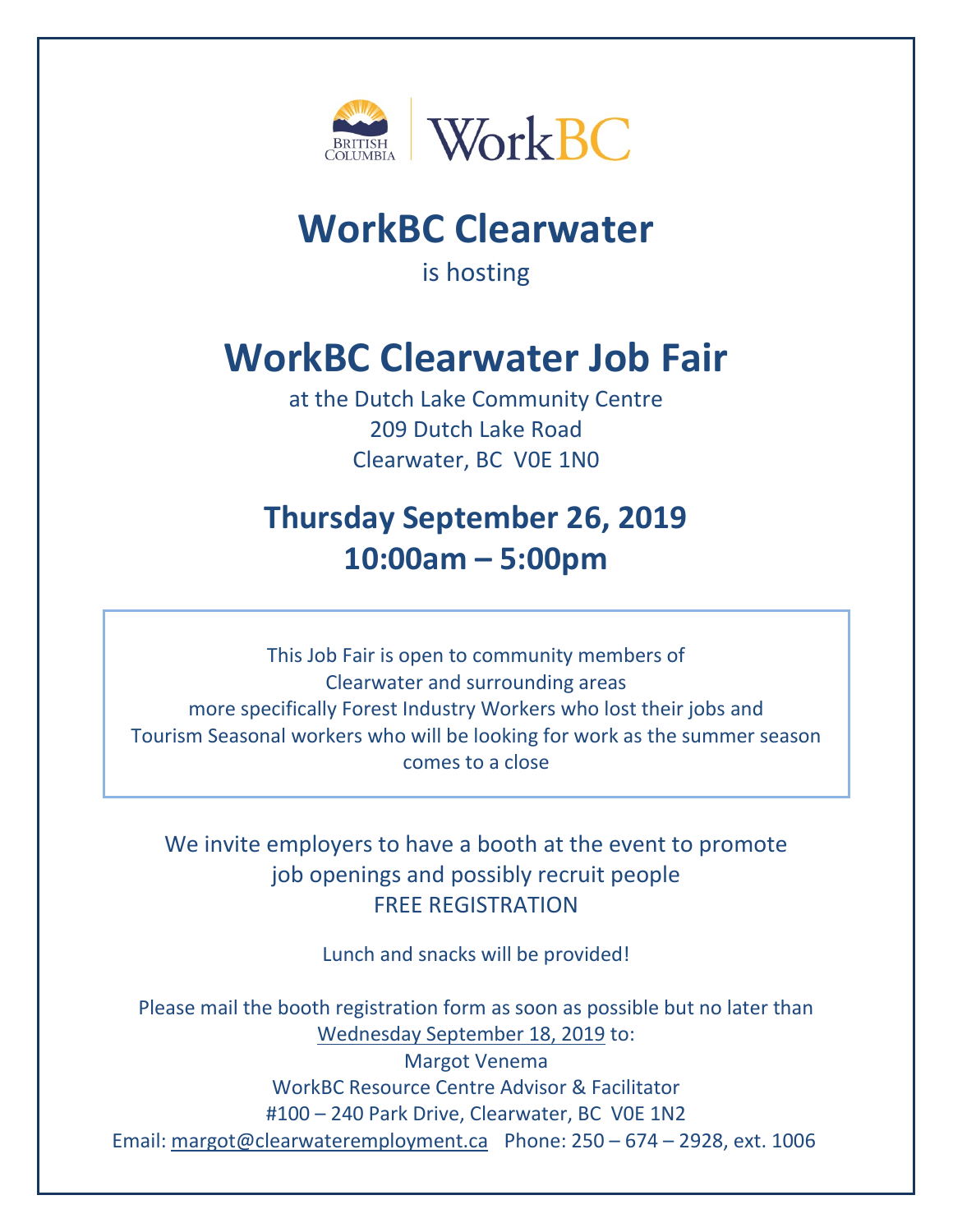BRITISH COLUMBIA | WorkBC

# WorkBC Clearwater

is hosting

# WorkBC Clearwater Job Fair

at the Dutch Lake Community Centre
209 Dutch Lake Road
Clearwater, BC V0E 1N0

## Thursday September 26, 2019
## 10:00am – 5:00pm

This Job Fair is open to community members of Clearwater and surrounding areas more specifically Forest Industry Workers who lost their jobs and Tourism Seasonal workers who will be looking for work as the summer season comes to a close

We invite employers to have a booth at the event to promote job openings and possibly recruit people
FREE REGISTRATION

Lunch and snacks will be provided!

Please mail the booth registration form as soon as possible but no later than Wednesday September 18, 2019 to:
Margot Venema
WorkBC Resource Centre Advisor & Facilitator
#100 – 240 Park Drive, Clearwater, BC V0E 1N2
Email: margot@clearwateremployment.ca Phone: 250 – 674 – 2928, ext. 1006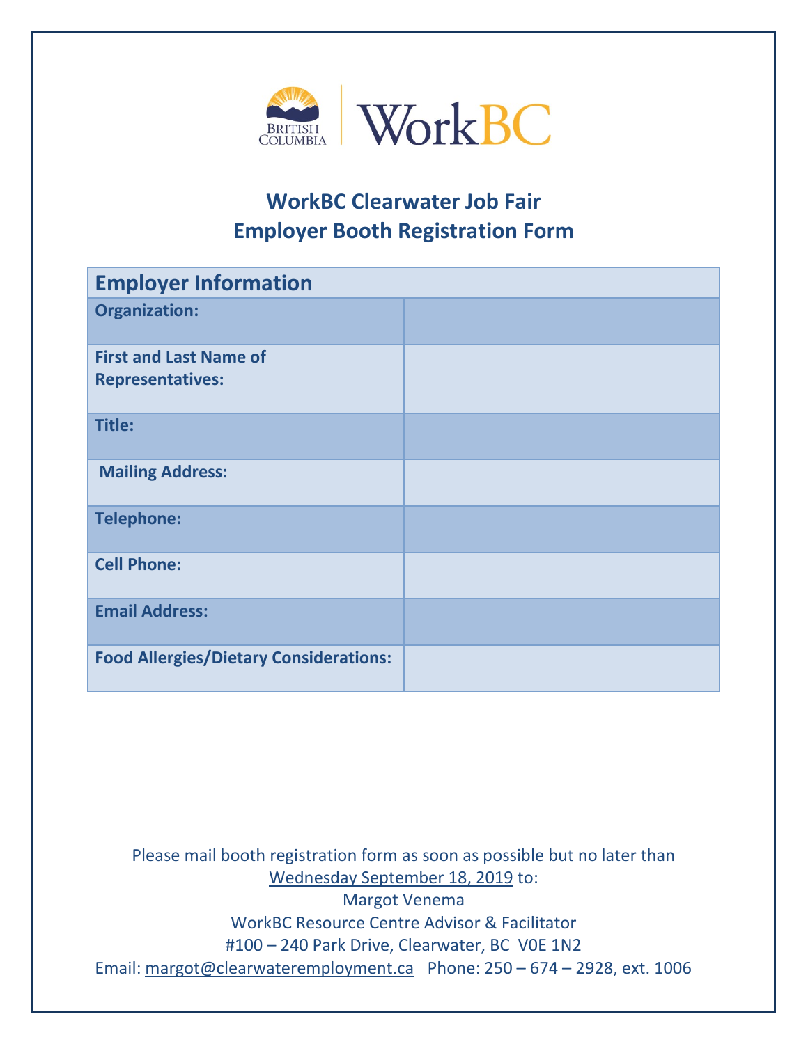# WorkBC Clearwater Job Fair
# Employer Booth Registration Form

| Employer Information | |
|---|---|
| **Organization:** | |
| **First and Last Name of Representatives:** | |
| **Title:** | |
| **Mailing Address:** | |
| **Telephone:** | |
| **Cell Phone:** | |
| **Email Address:** | |
| **Food Allergies/Dietary Considerations:** | |

Please mail booth registration form as soon as possible but no later than Wednesday September 18, 2019 to:

Margot Venema

WorkBC Resource Centre Advisor & Facilitator

#100 – 240 Park Drive, Clearwater, BC V0E 1N2

Email: margot@clearwateremployment.ca Phone: 250 – 674 – 2928, ext. 1006